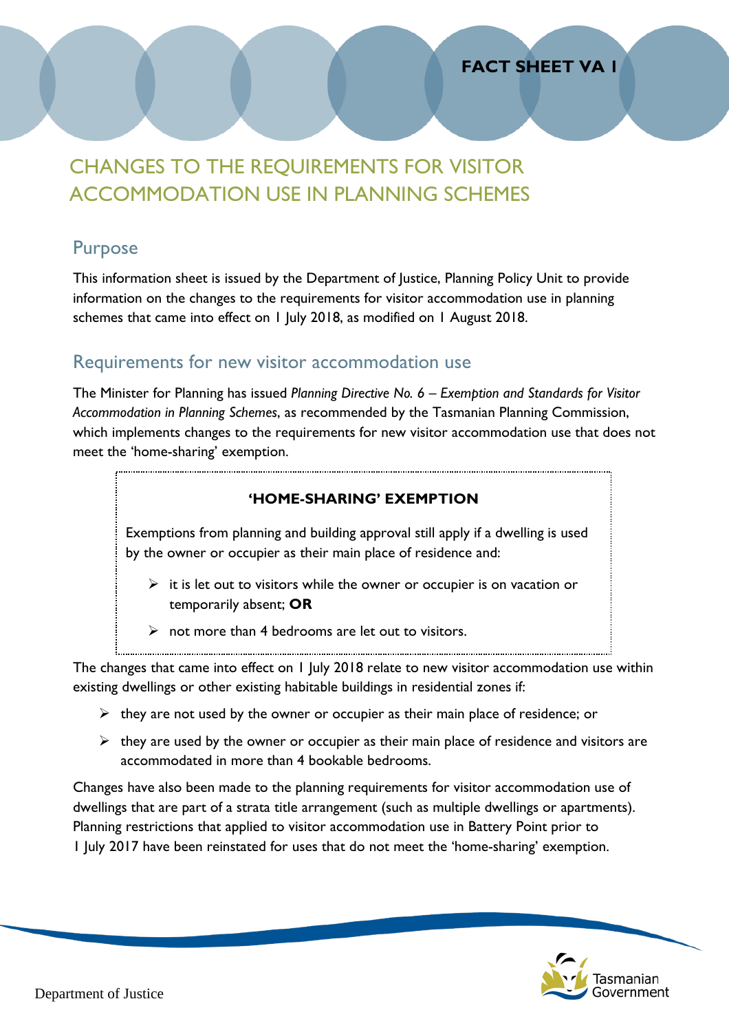FACT SHEET VA 1

# CHANGES TO THE REQUIREMENTS FOR VISITOR ACCOMMODATION USE IN PLANNING SCHEMES

## Purpose

This information sheet is issued by the Department of Justice, Planning Policy Unit to provide information on the changes to the requirements for visitor accommodation use in planning schemes that came into effect on 1 July 2018, as modified on 1 August 2018.

## Requirements for new visitor accommodation use

The Minister for Planning has issued *Planning Directive No. 6 – Exemption and Standards for Visitor Accommodation in Planning Schemes*, as recommended by the Tasmanian Planning Commission, which implements changes to the requirements for new visitor accommodation use that does not meet the 'home-sharing' exemption.

> **'HOME-SHARING' EXEMPTION**
>
> Exemptions from planning and building approval still apply if a dwelling is used by the owner or occupier as their main place of residence and:
>
> - it is let out to visitors while the owner or occupier is on vacation or temporarily absent; **OR**
> - not more than 4 bedrooms are let out to visitors.

The changes that came into effect on 1 July 2018 relate to new visitor accommodation use within existing dwellings or other existing habitable buildings in residential zones if:

- they are not used by the owner or occupier as their main place of residence; or
- they are used by the owner or occupier as their main place of residence and visitors are accommodated in more than 4 bookable bedrooms.

Changes have also been made to the planning requirements for visitor accommodation use of dwellings that are part of a strata title arrangement (such as multiple dwellings or apartments). Planning restrictions that applied to visitor accommodation use in Battery Point prior to 1 July 2017 have been reinstated for uses that do not meet the 'home-sharing' exemption.

Department of Justice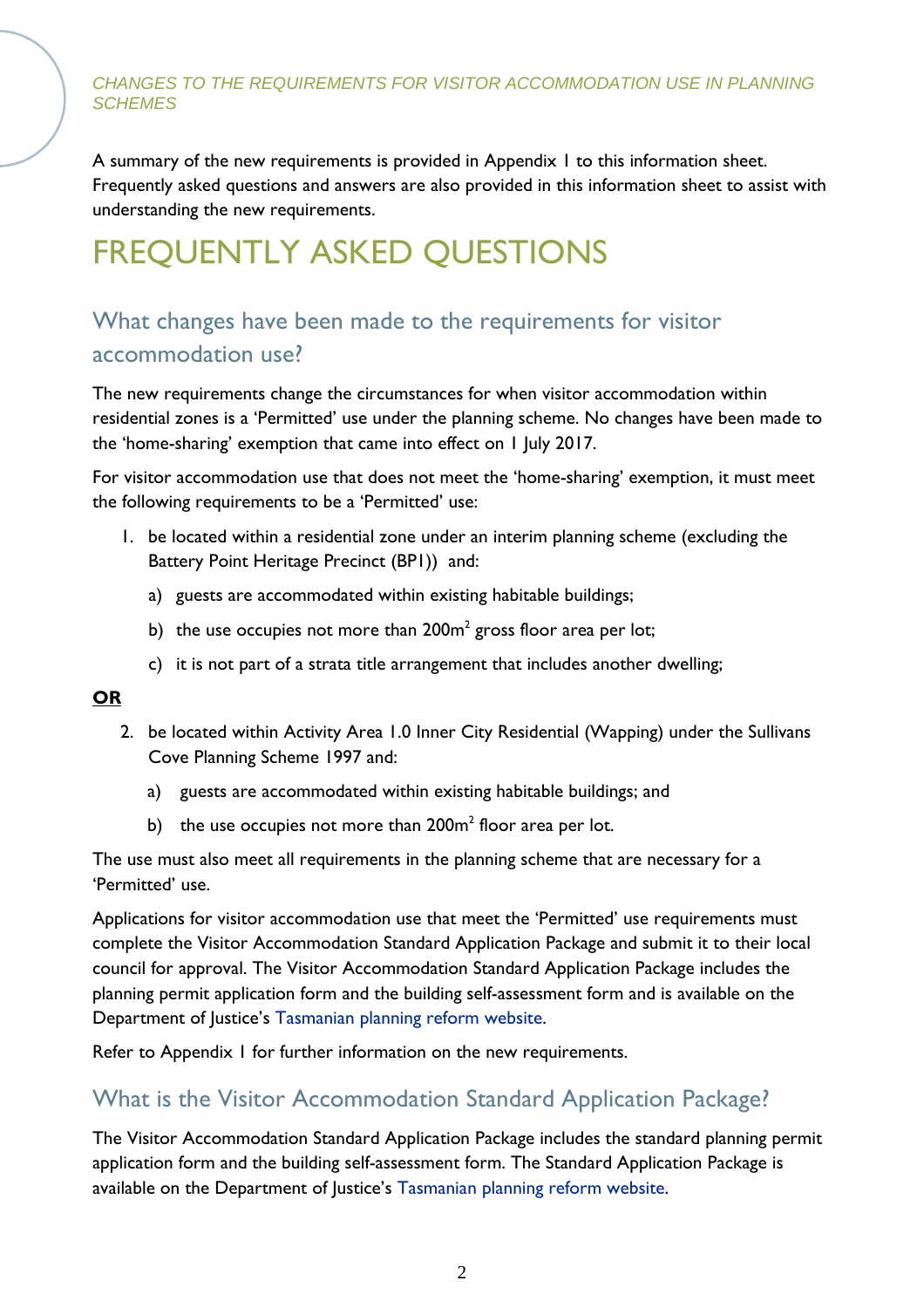A summary of the new requirements is provided in Appendix 1 to this information sheet. Frequently asked questions and answers are also provided in this information sheet to assist with understanding the new requirements.

# FREQUENTLY ASKED QUESTIONS

## What changes have been made to the requirements for visitor accommodation use?

The new requirements change the circumstances for when visitor accommodation within residential zones is a 'Permitted' use under the planning scheme. No changes have been made to the 'home-sharing' exemption that came into effect on 1 July 2017.

For visitor accommodation use that does not meet the 'home-sharing' exemption, it must meet the following requirements to be a 'Permitted' use:

1. be located within a residential zone under an interim planning scheme (excluding the Battery Point Heritage Precinct (BP1)) and:
   a) guests are accommodated within existing habitable buildings;
   b) the use occupies not more than 200m² gross floor area per lot;
   c) it is not part of a strata title arrangement that includes another dwelling;

**OR**

2. be located within Activity Area 1.0 Inner City Residential (Wapping) under the Sullivans Cove Planning Scheme 1997 and:
   a) guests are accommodated within existing habitable buildings; and
   b) the use occupies not more than 200m² floor area per lot.

The use must also meet all requirements in the planning scheme that are necessary for a 'Permitted' use.

Applications for visitor accommodation use that meet the 'Permitted' use requirements must complete the Visitor Accommodation Standard Application Package and submit it to their local council for approval. The Visitor Accommodation Standard Application Package includes the planning permit application form and the building self-assessment form and is available on the Department of Justice's Tasmanian planning reform website.

Refer to Appendix 1 for further information on the new requirements.

## What is the Visitor Accommodation Standard Application Package?

The Visitor Accommodation Standard Application Package includes the standard planning permit application form and the building self-assessment form. The Standard Application Package is available on the Department of Justice's Tasmanian planning reform website.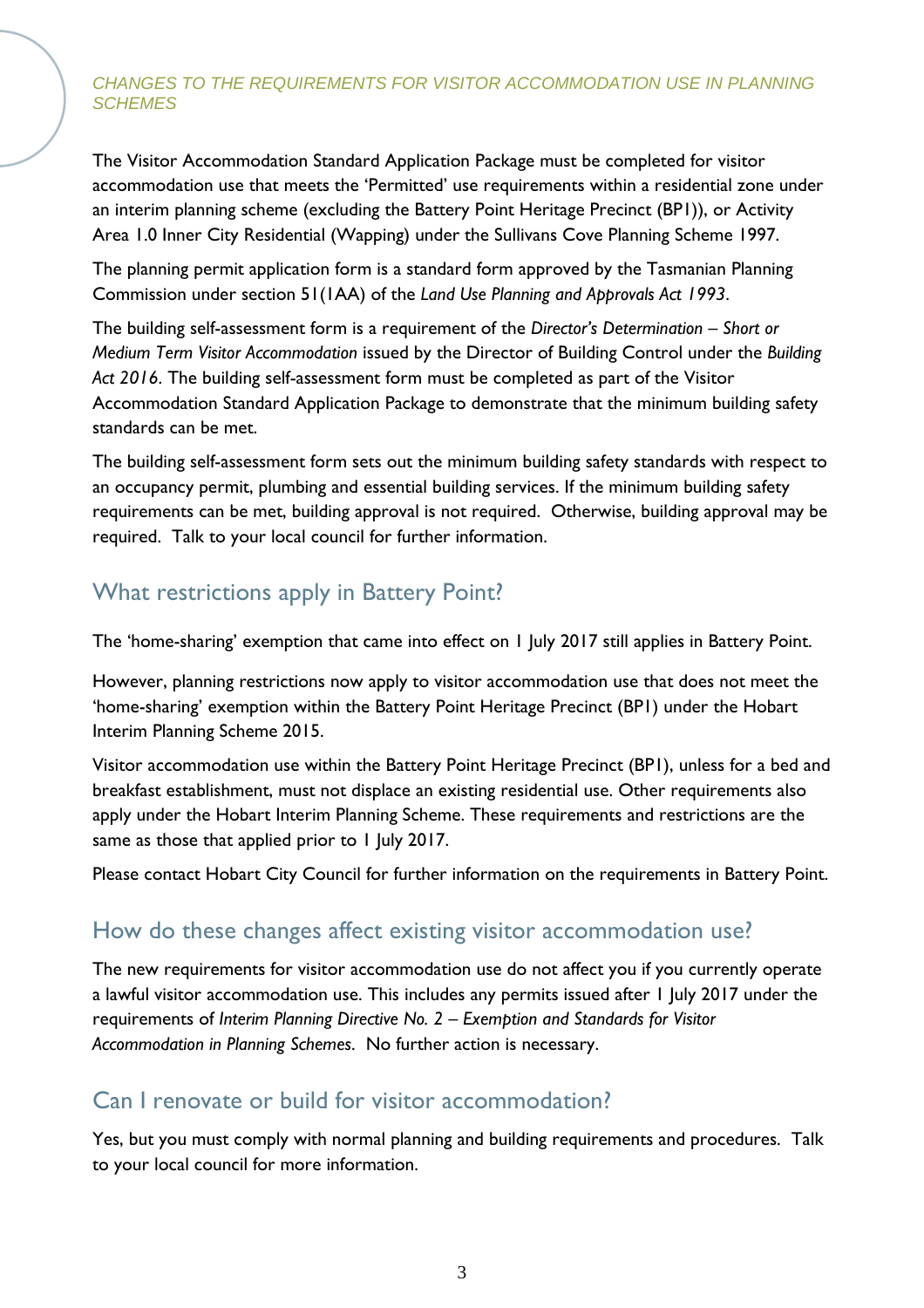The Visitor Accommodation Standard Application Package must be completed for visitor accommodation use that meets the 'Permitted' use requirements within a residential zone under an interim planning scheme (excluding the Battery Point Heritage Precinct (BP1)), or Activity Area 1.0 Inner City Residential (Wapping) under the Sullivans Cove Planning Scheme 1997.

The planning permit application form is a standard form approved by the Tasmanian Planning Commission under section 51(1AA) of the *Land Use Planning and Approvals Act 1993*.

The building self-assessment form is a requirement of the *Director's Determination – Short or Medium Term Visitor Accommodation* issued by the Director of Building Control under the *Building Act 2016*. The building self-assessment form must be completed as part of the Visitor Accommodation Standard Application Package to demonstrate that the minimum building safety standards can be met.

The building self-assessment form sets out the minimum building safety standards with respect to an occupancy permit, plumbing and essential building services. If the minimum building safety requirements can be met, building approval is not required. Otherwise, building approval may be required. Talk to your local council for further information.

## What restrictions apply in Battery Point?

The 'home-sharing' exemption that came into effect on 1 July 2017 still applies in Battery Point.

However, planning restrictions now apply to visitor accommodation use that does not meet the 'home-sharing' exemption within the Battery Point Heritage Precinct (BP1) under the Hobart Interim Planning Scheme 2015.

Visitor accommodation use within the Battery Point Heritage Precinct (BP1), unless for a bed and breakfast establishment, must not displace an existing residential use. Other requirements also apply under the Hobart Interim Planning Scheme. These requirements and restrictions are the same as those that applied prior to 1 July 2017.

Please contact Hobart City Council for further information on the requirements in Battery Point.

## How do these changes affect existing visitor accommodation use?

The new requirements for visitor accommodation use do not affect you if you currently operate a lawful visitor accommodation use. This includes any permits issued after 1 July 2017 under the requirements of *Interim Planning Directive No. 2 – Exemption and Standards for Visitor Accommodation in Planning Schemes*. No further action is necessary.

## Can I renovate or build for visitor accommodation?

Yes, but you must comply with normal planning and building requirements and procedures. Talk to your local council for more information.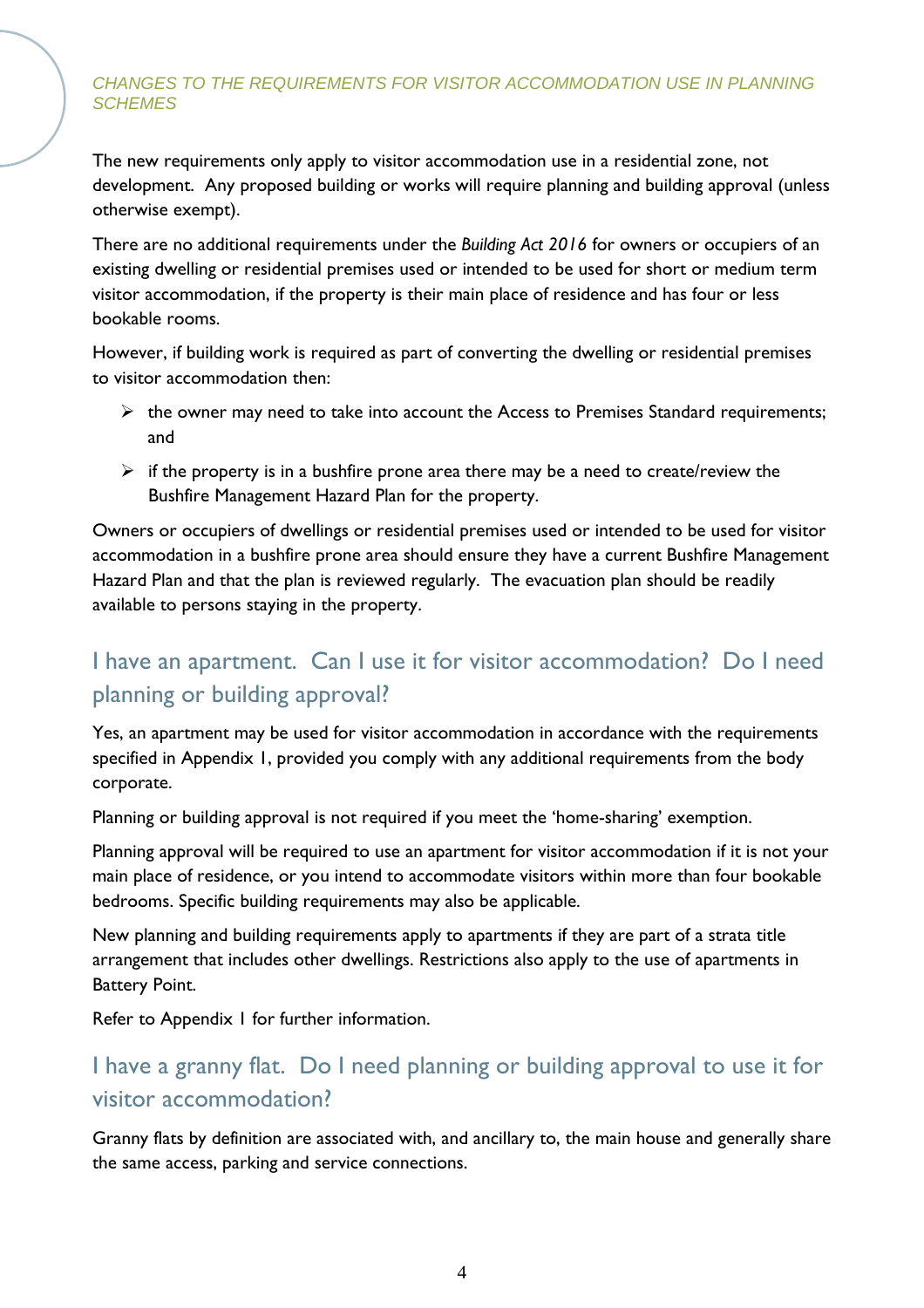The new requirements only apply to visitor accommodation use in a residential zone, not development. Any proposed building or works will require planning and building approval (unless otherwise exempt).

There are no additional requirements under the *Building Act 2016* for owners or occupiers of an existing dwelling or residential premises used or intended to be used for short or medium term visitor accommodation, if the property is their main place of residence and has four or less bookable rooms.

However, if building work is required as part of converting the dwelling or residential premises to visitor accommodation then:

- the owner may need to take into account the Access to Premises Standard requirements; and
- if the property is in a bushfire prone area there may be a need to create/review the Bushfire Management Hazard Plan for the property.

Owners or occupiers of dwellings or residential premises used or intended to be used for visitor accommodation in a bushfire prone area should ensure they have a current Bushfire Management Hazard Plan and that the plan is reviewed regularly. The evacuation plan should be readily available to persons staying in the property.

## I have an apartment. Can I use it for visitor accommodation? Do I need planning or building approval?

Yes, an apartment may be used for visitor accommodation in accordance with the requirements specified in Appendix 1, provided you comply with any additional requirements from the body corporate.

Planning or building approval is not required if you meet the 'home-sharing' exemption.

Planning approval will be required to use an apartment for visitor accommodation if it is not your main place of residence, or you intend to accommodate visitors within more than four bookable bedrooms. Specific building requirements may also be applicable.

New planning and building requirements apply to apartments if they are part of a strata title arrangement that includes other dwellings. Restrictions also apply to the use of apartments in Battery Point.

Refer to Appendix 1 for further information.

## I have a granny flat. Do I need planning or building approval to use it for visitor accommodation?

Granny flats by definition are associated with, and ancillary to, the main house and generally share the same access, parking and service connections.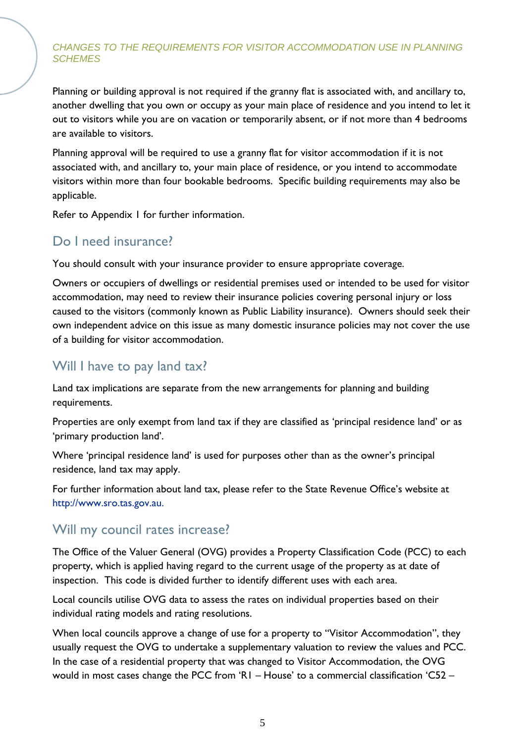Planning or building approval is not required if the granny flat is associated with, and ancillary to, another dwelling that you own or occupy as your main place of residence and you intend to let it out to visitors while you are on vacation or temporarily absent, or if not more than 4 bedrooms are available to visitors.

Planning approval will be required to use a granny flat for visitor accommodation if it is not associated with, and ancillary to, your main place of residence, or you intend to accommodate visitors within more than four bookable bedrooms. Specific building requirements may also be applicable.

Refer to Appendix 1 for further information.

## Do I need insurance?

You should consult with your insurance provider to ensure appropriate coverage.

Owners or occupiers of dwellings or residential premises used or intended to be used for visitor accommodation, may need to review their insurance policies covering personal injury or loss caused to the visitors (commonly known as Public Liability insurance). Owners should seek their own independent advice on this issue as many domestic insurance policies may not cover the use of a building for visitor accommodation.

## Will I have to pay land tax?

Land tax implications are separate from the new arrangements for planning and building requirements.

Properties are only exempt from land tax if they are classified as 'principal residence land' or as 'primary production land'.

Where 'principal residence land' is used for purposes other than as the owner's principal residence, land tax may apply.

For further information about land tax, please refer to the State Revenue Office's website at http://www.sro.tas.gov.au.

## Will my council rates increase?

The Office of the Valuer General (OVG) provides a Property Classification Code (PCC) to each property, which is applied having regard to the current usage of the property as at date of inspection. This code is divided further to identify different uses with each area.

Local councils utilise OVG data to assess the rates on individual properties based on their individual rating models and rating resolutions.

When local councils approve a change of use for a property to "Visitor Accommodation", they usually request the OVG to undertake a supplementary valuation to review the values and PCC. In the case of a residential property that was changed to Visitor Accommodation, the OVG would in most cases change the PCC from 'R1 – House' to a commercial classification 'C52 –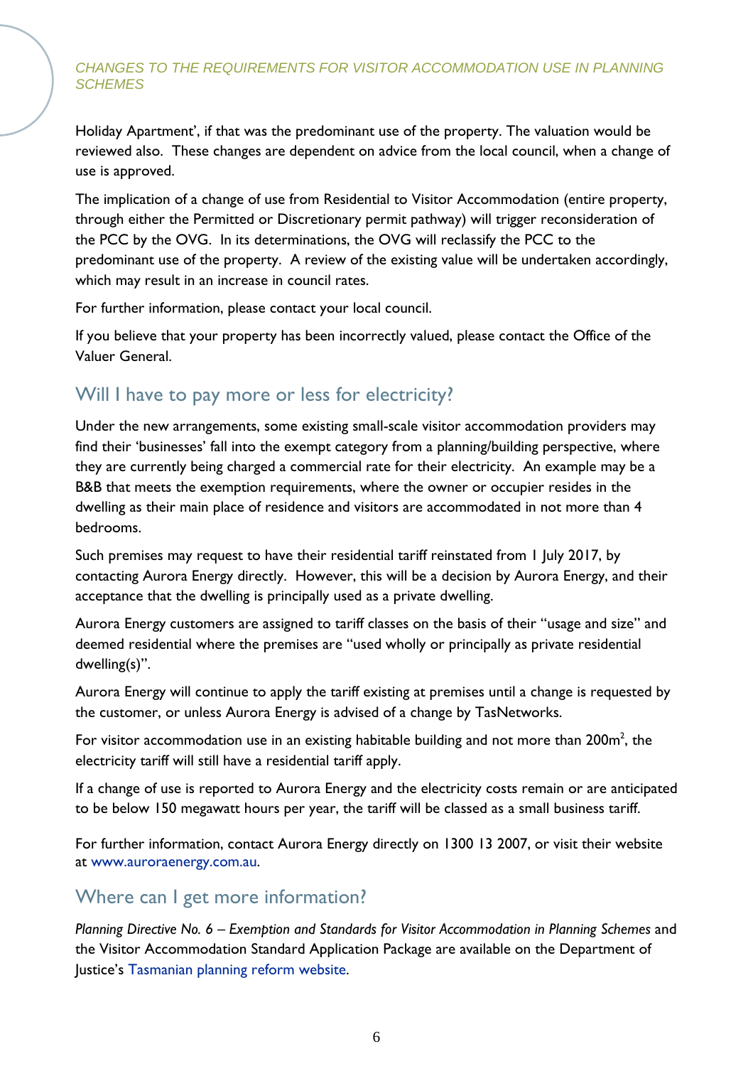Holiday Apartment', if that was the predominant use of the property. The valuation would be reviewed also. These changes are dependent on advice from the local council, when a change of use is approved.

The implication of a change of use from Residential to Visitor Accommodation (entire property, through either the Permitted or Discretionary permit pathway) will trigger reconsideration of the PCC by the OVG. In its determinations, the OVG will reclassify the PCC to the predominant use of the property. A review of the existing value will be undertaken accordingly, which may result in an increase in council rates.

For further information, please contact your local council.

If you believe that your property has been incorrectly valued, please contact the Office of the Valuer General.

## Will I have to pay more or less for electricity?

Under the new arrangements, some existing small-scale visitor accommodation providers may find their 'businesses' fall into the exempt category from a planning/building perspective, where they are currently being charged a commercial rate for their electricity. An example may be a B&B that meets the exemption requirements, where the owner or occupier resides in the dwelling as their main place of residence and visitors are accommodated in not more than 4 bedrooms.

Such premises may request to have their residential tariff reinstated from 1 July 2017, by contacting Aurora Energy directly. However, this will be a decision by Aurora Energy, and their acceptance that the dwelling is principally used as a private dwelling.

Aurora Energy customers are assigned to tariff classes on the basis of their "usage and size" and deemed residential where the premises are "used wholly or principally as private residential dwelling(s)".

Aurora Energy will continue to apply the tariff existing at premises until a change is requested by the customer, or unless Aurora Energy is advised of a change by TasNetworks.

For visitor accommodation use in an existing habitable building and not more than 200m$^2$, the electricity tariff will still have a residential tariff apply.

If a change of use is reported to Aurora Energy and the electricity costs remain or are anticipated to be below 150 megawatt hours per year, the tariff will be classed as a small business tariff.

For further information, contact Aurora Energy directly on 1300 13 2007, or visit their website at www.auroraenergy.com.au.

## Where can I get more information?

*Planning Directive No. 6 – Exemption and Standards for Visitor Accommodation in Planning Schemes* and the Visitor Accommodation Standard Application Package are available on the Department of Justice's Tasmanian planning reform website.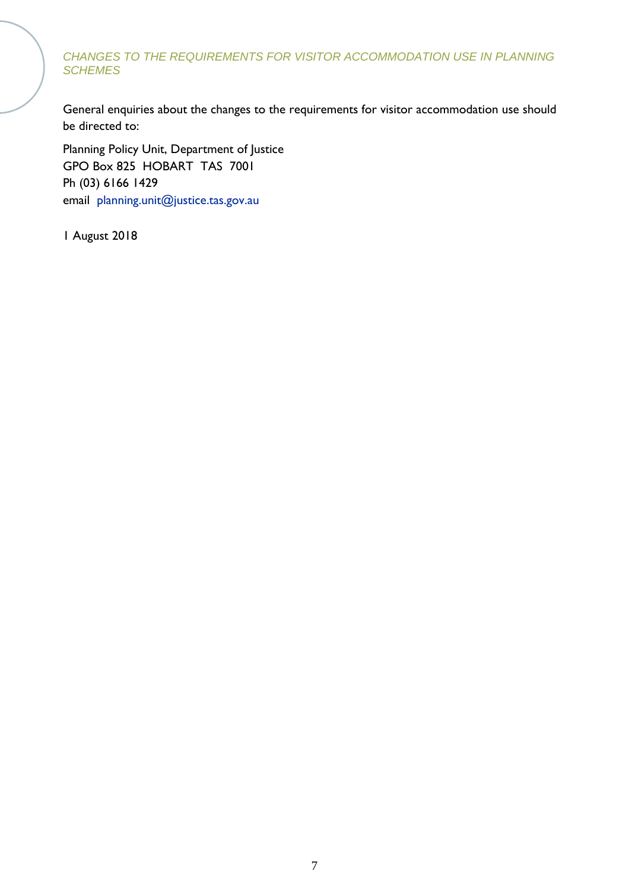General enquiries about the changes to the requirements for visitor accommodation use should be directed to:

Planning Policy Unit, Department of Justice
GPO Box 825  HOBART  TAS  7001
Ph (03) 6166 1429
email  planning.unit@justice.tas.gov.au

1 August 2018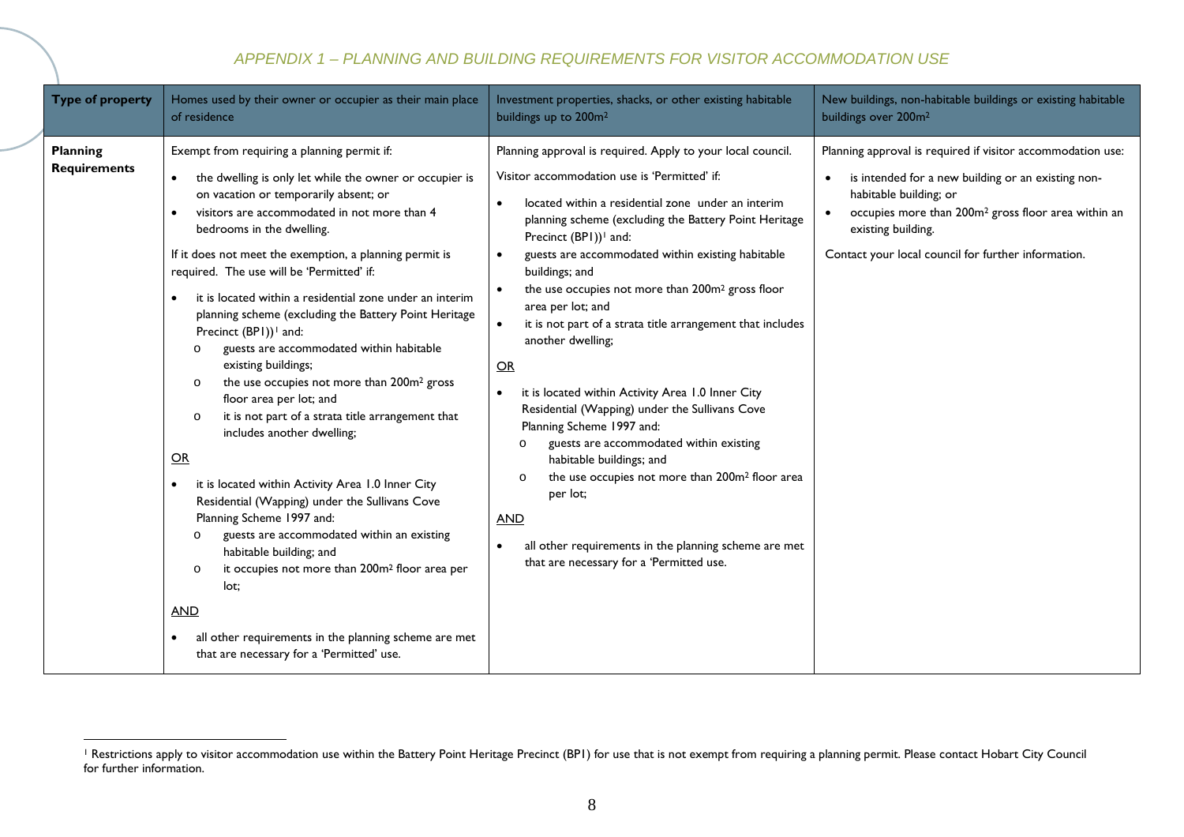## APPENDIX 1 – PLANNING AND BUILDING REQUIREMENTS FOR VISITOR ACCOMMODATION USE

| **Type of property** | Homes used by their owner or occupier as their main place of residence | Investment properties, shacks, or other existing habitable buildings up to 200m² | New buildings, non-habitable buildings or existing habitable buildings over 200m² |
|---|---|---|---|
| **Planning Requirements** | Exempt from requiring a planning permit if:<br>• the dwelling is only let while the owner or occupier is on vacation or temporarily absent; or<br>• visitors are accommodated in not more than 4 bedrooms in the dwelling.<br><br>If it does not meet the exemption, a planning permit is required. The use will be 'Permitted' if:<br>• it is located within a residential zone under an interim planning scheme (excluding the Battery Point Heritage Precinct (BP1))[1] and:<br>  o guests are accommodated within habitable existing buildings;<br>  o the use occupies not more than 200m² gross floor area per lot; and<br>  o it is not part of a strata title arrangement that includes another dwelling;<br><br><u>OR</u><br><br>• it is located within Activity Area 1.0 Inner City Residential (Wapping) under the Sullivans Cove Planning Scheme 1997 and:<br>  o guests are accommodated within an existing habitable building; and<br>  o it occupies not more than 200m² floor area per lot;<br><br><u>AND</u><br><br>• all other requirements in the planning scheme are met that are necessary for a 'Permitted' use. | Planning approval is required. Apply to your local council.<br><br>Visitor accommodation use is 'Permitted' if:<br>• located within a residential zone under an interim planning scheme (excluding the Battery Point Heritage Precinct (BP1))[1] and:<br>• guests are accommodated within existing habitable buildings; and<br>• the use occupies not more than 200m² gross floor area per lot; and<br>• it is not part of a strata title arrangement that includes another dwelling;<br><br><u>OR</u><br><br>• it is located within Activity Area 1.0 Inner City Residential (Wapping) under the Sullivans Cove Planning Scheme 1997 and:<br>  o guests are accommodated within existing habitable buildings; and<br>  o the use occupies not more than 200m² floor area per lot;<br><br><u>AND</u><br><br>• all other requirements in the planning scheme are met that are necessary for a 'Permitted use. | Planning approval is required if visitor accommodation use:<br>• is intended for a new building or an existing non-habitable building; or<br>• occupies more than 200m² gross floor area within an existing building.<br><br>Contact your local council for further information. |

[1] Restrictions apply to visitor accommodation use within the Battery Point Heritage Precinct (BP1) for use that is not exempt from requiring a planning permit. Please contact Hobart City Council for further information.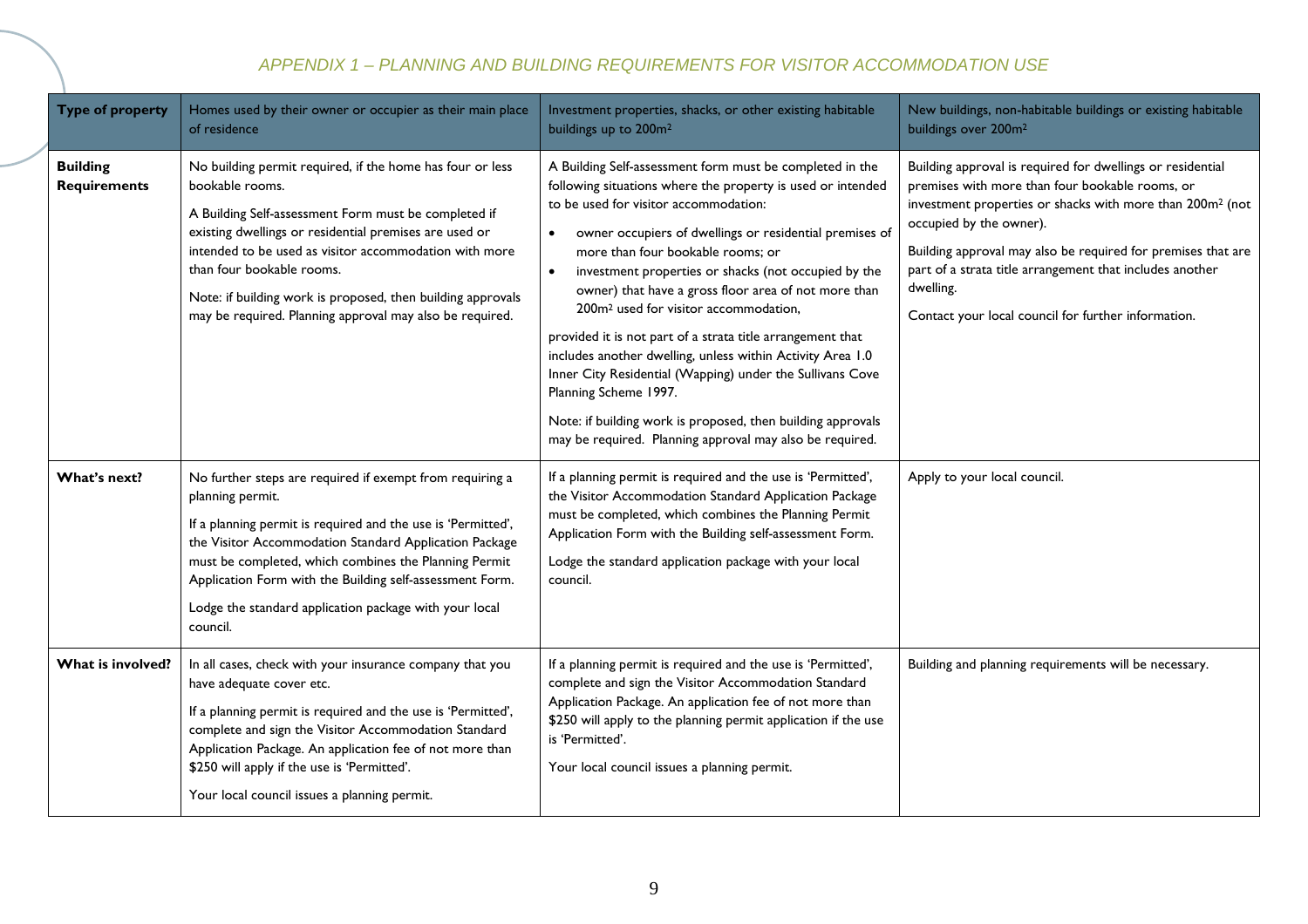## APPENDIX 1 – PLANNING AND BUILDING REQUIREMENTS FOR VISITOR ACCOMMODATION USE

| Type of property | Homes used by their owner or occupier as their main place of residence | Investment properties, shacks, or other existing habitable buildings up to 200m$^2$ | New buildings, non-habitable buildings or existing habitable buildings over 200m$^2$ |
|---|---|---|---|
| **Building Requirements** | No building permit required, if the home has four or less bookable rooms.<br><br>A Building Self-assessment Form must be completed if existing dwellings or residential premises are used or intended to be used as visitor accommodation with more than four bookable rooms.<br><br>Note: if building work is proposed, then building approvals may be required. Planning approval may also be required. | A Building Self-assessment form must be completed in the following situations where the property is used or intended to be used for visitor accommodation:<br>• owner occupiers of dwellings or residential premises of more than four bookable rooms; or<br>• investment properties or shacks (not occupied by the owner) that have a gross floor area of not more than 200m$^2$ used for visitor accommodation,<br><br>provided it is not part of a strata title arrangement that includes another dwelling, unless within Activity Area 1.0 Inner City Residential (Wapping) under the Sullivans Cove Planning Scheme 1997.<br><br>Note: if building work is proposed, then building approvals may be required. Planning approval may also be required. | Building approval is required for dwellings or residential premises with more than four bookable rooms, or investment properties or shacks with more than 200m$^2$ (not occupied by the owner).<br><br>Building approval may also be required for premises that are part of a strata title arrangement that includes another dwelling.<br><br>Contact your local council for further information. |
| **What's next?** | No further steps are required if exempt from requiring a planning permit.<br><br>If a planning permit is required and the use is 'Permitted', the Visitor Accommodation Standard Application Package must be completed, which combines the Planning Permit Application Form with the Building self-assessment Form.<br><br>Lodge the standard application package with your local council. | If a planning permit is required and the use is 'Permitted', the Visitor Accommodation Standard Application Package must be completed, which combines the Planning Permit Application Form with the Building self-assessment Form.<br><br>Lodge the standard application package with your local council. | Apply to your local council. |
| **What is involved?** | In all cases, check with your insurance company that you have adequate cover etc.<br><br>If a planning permit is required and the use is 'Permitted', complete and sign the Visitor Accommodation Standard Application Package. An application fee of not more than $250 will apply if the use is 'Permitted'.<br><br>Your local council issues a planning permit. | If a planning permit is required and the use is 'Permitted', complete and sign the Visitor Accommodation Standard Application Package. An application fee of not more than $250 will apply to the planning permit application if the use is 'Permitted'.<br><br>Your local council issues a planning permit. | Building and planning requirements will be necessary. |